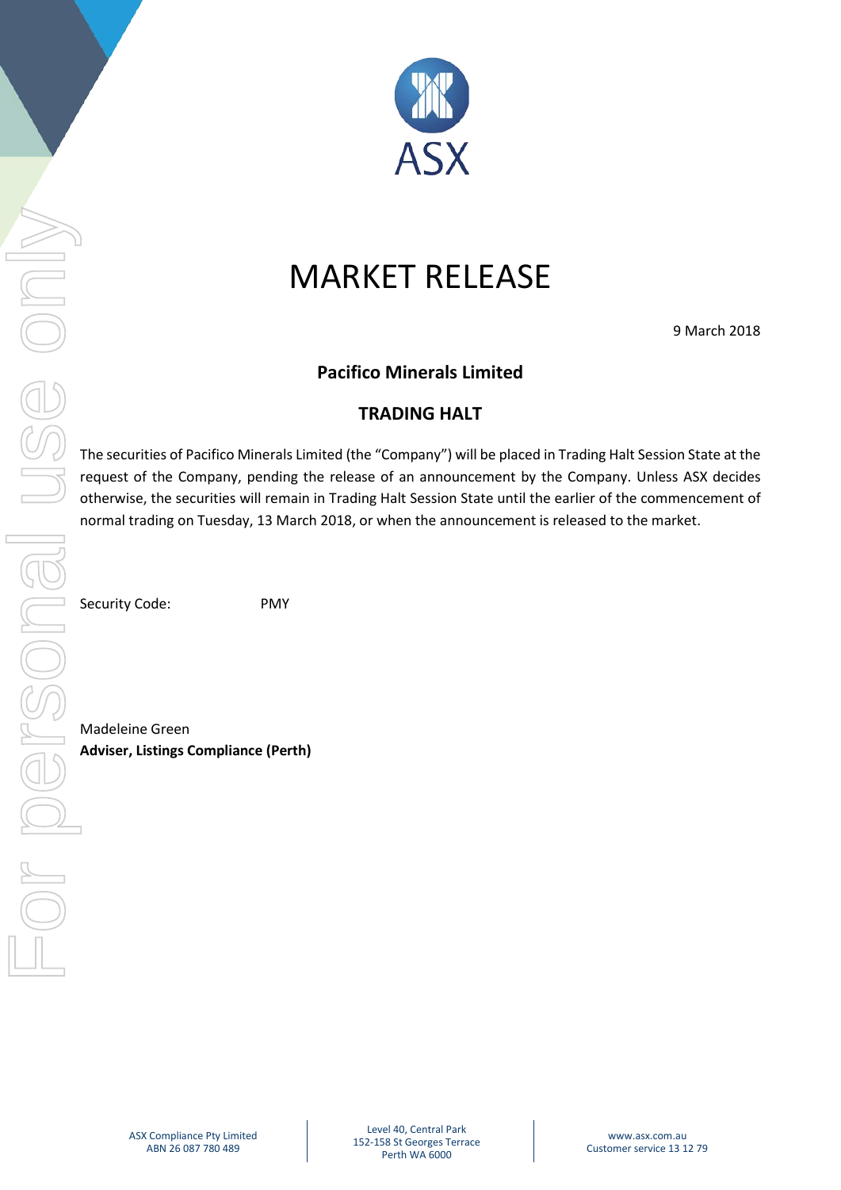# MARKET RELEASE

9 March 2018

## Pacifico Minerals Limited

## TRADING HALT

The securities of Pacifico Minerals Limited (the "Company") will be placed in Trading Halt Session State at the request of the Company, pending the release of an announcement by the Company. Unless ASX decides otherwise, the securities will remain in Trading Halt Session State until the earlier of the commencement of normal trading on Tuesday, 13 March 2018, or when the announcement is released to the market.

Security Code: PMY

Madeleine Green
**Adviser, Listings Compliance (Perth)**

ASX Compliance Pty Limited
ABN 26 087 780 489

Level 40, Central Park
152-158 St Georges Terrace
Perth WA 6000

www.asx.com.au
Customer service 13 12 79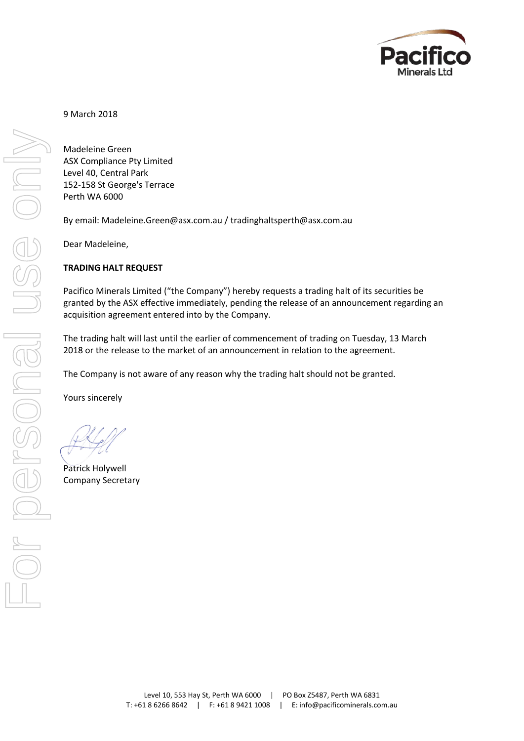9 March 2018

Madeleine Green
ASX Compliance Pty Limited
Level 40, Central Park
152-158 St George's Terrace
Perth WA 6000

By email: Madeleine.Green@asx.com.au / tradinghaltsperth@asx.com.au

Dear Madeleine,

**TRADING HALT REQUEST**

Pacifico Minerals Limited ("the Company") hereby requests a trading halt of its securities be granted by the ASX effective immediately, pending the release of an announcement regarding an acquisition agreement entered into by the Company.

The trading halt will last until the earlier of commencement of trading on Tuesday, 13 March 2018 or the release to the market of an announcement in relation to the agreement.

The Company is not aware of any reason why the trading halt should not be granted.

Yours sincerely

Patrick Holywell
Company Secretary

Level 10, 553 Hay St, Perth WA 6000 | PO Box Z5487, Perth WA 6831
T: +61 8 6266 8642 | F: +61 8 9421 1008 | E: info@pacificominerals.com.au